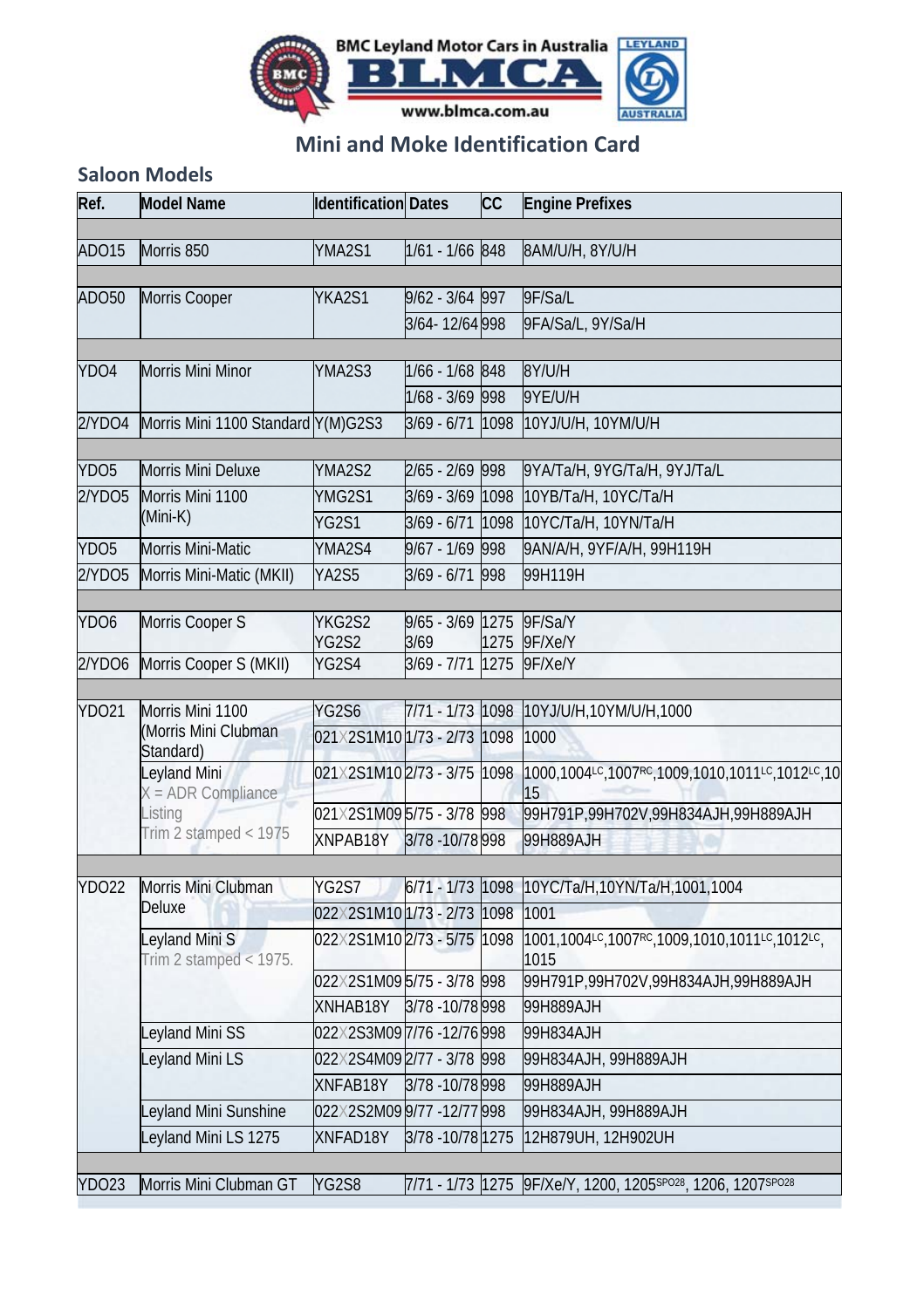BMC Leyland Motor Cars in Australia

BLMCA

www.blmca.com.au

## Mini and Moke Identification Card

### Saloon Models

| Ref. | Model Name | Identification | Dates | CC | Engine Prefixes |
|---|---|---|---|---|---|
| | | | | | |
| ADO15 | Morris 850 | YMA2S1 | 1/61 - 1/66 | 848 | 8AM/U/H, 8Y/U/H |
| | | | | | |
| ADO50 | Morris Cooper | YKA2S1 | 9/62 - 3/64 | 997 | 9F/Sa/L |
| | | | 3/64- 12/64 | 998 | 9FA/Sa/L, 9Y/Sa/H |
| | | | | | |
| YDO4 | Morris Mini Minor | YMA2S3 | 1/66 - 1/68 | 848 | 8Y/U/H |
| | | | 1/68 - 3/69 | 998 | 9YE/U/H |
| 2/YDO4 | Morris Mini 1100 Standard | Y(M)G2S3 | 3/69 - 6/71 | 1098 | 10YJ/U/H, 10YM/U/H |
| | | | | | |
| YDO5 | Morris Mini Deluxe | YMA2S2 | 2/65 - 2/69 | 998 | 9YA/Ta/H, 9YG/Ta/H, 9YJ/Ta/L |
| 2/YDO5 | Morris Mini 1100 (Mini-K) | YMG2S1 | 3/69 - 3/69 | 1098 | 10YB/Ta/H, 10YC/Ta/H |
| | | YG2S1 | 3/69 - 6/71 | 1098 | 10YC/Ta/H, 10YN/Ta/H |
| YDO5 | Morris Mini-Matic | YMA2S4 | 9/67 - 1/69 | 998 | 9AN/A/H, 9YF/A/H, 99H119H |
| 2/YDO5 | Morris Mini-Matic (MKII) | YA2S5 | 3/69 - 6/71 | 998 | 99H119H |
| | | | | | |
| YDO6 | Morris Cooper S | YKG2S2<br>YG2S2 | 9/65 - 3/69<br>3/69 | 1275<br>1275 | 9F/Sa/Y<br>9F/Xe/Y |
| 2/YDO6 | Morris Cooper S (MKII) | YG2S4 | 3/69 - 7/71 | 1275 | 9F/Xe/Y |
| | | | | | |
| YDO21 | Morris Mini 1100 (Morris Mini Clubman Standard) | YG2S6 | 7/71 - 1/73 | 1098 | 10YJ/U/H,10YM/U/H,1000 |
| | | 021X2S1M10 | 1/73 - 2/73 | 1098 | 1000 |
| | Leyland Mini<br>X = ADR Compliance Listing<br>Trim 2 stamped < 1975 | 021X2S1M10 | 2/73 - 3/75 | 1098 | 1000,1004[LC],1007[RC],1009,1010,1011[LC],1012[LC],1015 |
| | | 021X2S1M09 | 5/75 - 3/78 | 998 | 99H791P,99H702V,99H834AJH,99H889AJH |
| | | XNPAB18Y | 3/78 -10/78 | 998 | 99H889AJH |
| | | | | | |
| YDO22 | Morris Mini Clubman Deluxe | YG2S7 | 6/71 - 1/73 | 1098 | 10YC/Ta/H,10YN/Ta/H,1001,1004 |
| | | 022X2S1M10 | 1/73 - 2/73 | 1098 | 1001 |
| | Leyland Mini S<br>Trim 2 stamped < 1975. | 022X2S1M10 | 2/73 - 5/75 | 1098 | 1001,1004[LC],1007[RC],1009,1010,1011[LC],1012[LC], 1015 |
| | | 022X2S1M09 | 5/75 - 3/78 | 998 | 99H791P,99H702V,99H834AJH,99H889AJH |
| | | XNHAB18Y | 3/78 -10/78 | 998 | 99H889AJH |
| | Leyland Mini SS | 022X2S3M09 | 7/76 -12/76 | 998 | 99H834AJH |
| | Leyland Mini LS | 022X2S4M09 | 2/77 - 3/78 | 998 | 99H834AJH, 99H889AJH |
| | | XNFAB18Y | 3/78 -10/78 | 998 | 99H889AJH |
| | Leyland Mini Sunshine | 022X2S2M09 | 9/77 -12/77 | 998 | 99H834AJH, 99H889AJH |
| | Leyland Mini LS 1275 | XNFAD18Y | 3/78 -10/78 | 1275 | 12H879UH, 12H902UH |
| | | | | | |
| YDO23 | Morris Mini Clubman GT | YG2S8 | 7/71 - 1/73 | 1275 | 9F/Xe/Y, 1200, 1205[SPO28], 1206, 1207[SPO28] |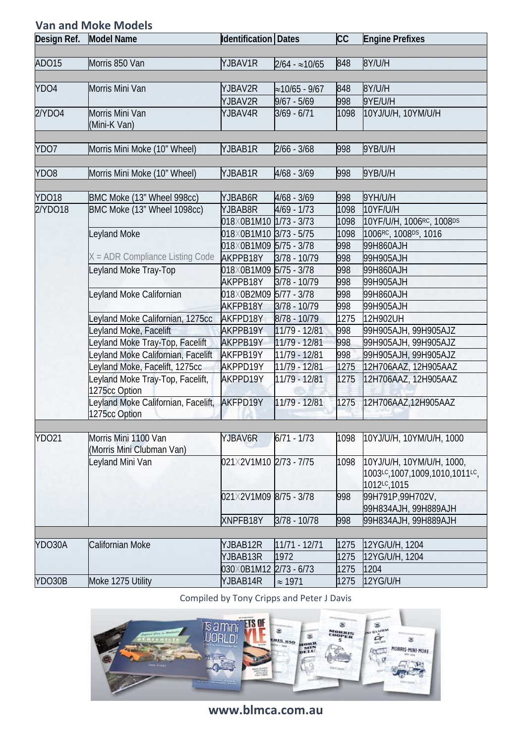## Van and Moke Models

| Design Ref. | Model Name | Identification | Dates | CC | Engine Prefixes |
|---|---|---|---|---|---|
| ADO15 | Morris 850 Van | YJBAV1R | 2/64 - ≈10/65 | 848 | 8Y/U/H |
| YDO4 | Morris Mini Van | YJBAV2R | ≈10/65 - 9/67 | 848 | 8Y/U/H |
| | | YJBAV2R | 9/67 - 5/69 | 998 | 9YE/U/H |
| 2/YDO4 | Morris Mini Van (Mini-K Van) | YJBAV4R | 3/69 - 6/71 | 1098 | 10YJ/U/H, 10YM/U/H |
| YDO7 | Morris Mini Moke (10" Wheel) | YJBAB1R | 2/66 - 3/68 | 998 | 9YB/U/H |
| YDO8 | Morris Mini Moke (10" Wheel) | YJBAB1R | 4/68 - 3/69 | 998 | 9YB/U/H |
| YDO18 | BMC Moke (13" Wheel 998cc) | YJBAB6R | 4/68 - 3/69 | 998 | 9YH/U/H |
| 2/YDO18 | BMC Moke (13" Wheel 1098cc) | YJBAB8R | 4/69 - 1/73 | 1098 | 10YF/U/H |
| | | 018X0B1M10 | 1/73 - 3/73 | 1098 | 10YF/U/H, 1006RC, 1008DS |
| | Leyland Moke | 018X0B1M10 | 3/73 - 5/75 | 1098 | 1006RC, 1008DS, 1016 |
| | | 018X0B1M09 | 5/75 - 3/78 | 998 | 99H860AJH |
| | X = ADR Compliance Listing Code | AKPPB18Y | 3/78 - 10/79 | 998 | 99H905AJH |
| | Leyland Moke Tray-Top | 018X0B1M09 | 5/75 - 3/78 | 998 | 99H860AJH |
| | | AKPPB18Y | 3/78 - 10/79 | 998 | 99H905AJH |
| | Leyland Moke Californian | 018X0B2M09 | 5/77 - 3/78 | 998 | 99H860AJH |
| | | AKFPB18Y | 3/78 - 10/79 | 998 | 99H905AJH |
| | Leyland Moke Californian, 1275cc | AKFPD18Y | 8/78 - 10/79 | 1275 | 12H902UH |
| | Leyland Moke, Facelift | AKPPB19Y | 11/79 - 12/81 | 998 | 99H905AJH, 99H905AJZ |
| | Leyland Moke Tray-Top, Facelift | AKPPB19Y | 11/79 - 12/81 | 998 | 99H905AJH, 99H905AJZ |
| | Leyland Moke Californian, Facelift | AKFPB19Y | 11/79 - 12/81 | 998 | 99H905AJH, 99H905AJZ |
| | Leyland Moke, Facelift, 1275cc | AKPPD19Y | 11/79 - 12/81 | 1275 | 12H706AAZ, 12H905AAZ |
| | Leyland Moke Tray-Top, Facelift, 1275cc Option | AKPPD19Y | 11/79 - 12/81 | 1275 | 12H706AAZ, 12H905AAZ |
| | Leyland Moke Californian, Facelift, 1275cc Option | AKFPD19Y | 11/79 - 12/81 | 1275 | 12H706AAZ,12H905AAZ |
| YDO21 | Morris Mini 1100 Van (Morris Mini Clubman Van) | YJBAV6R | 6/71 - 1/73 | 1098 | 10YJ/U/H, 10YM/U/H, 1000 |
| | Leyland Mini Van | 021X2V1M10 | 2/73 - 7/75 | 1098 | 10YJ/U/H, 10YM/U/H, 1000, 1003LC,1007,1009,1010,1011LC, 1012LC,1015 |
| | | 021X2V1M09 | 8/75 - 3/78 | 998 | 99H791P,99H702V, 99H834AJH, 99H889AJH |
| | | XNPFB18Y | 3/78 - 10/78 | 998 | 99H834AJH, 99H889AJH |
| YDO30A | Californian Moke | YJBAB12R | 11/71 - 12/71 | 1275 | 12YG/U/H, 1204 |
| | | YJBAB13R | 1972 | 1275 | 12YG/U/H, 1204 |
| | | 030X0B1M12 | 2/73 - 6/73 | 1275 | 1204 |
| YDO30B | Moke 1275 Utility | YJBAB14R | ≈ 1971 | 1275 | 12YG/U/H |

Compiled by Tony Cripps and Peter J Davis

**www.blmca.com.au**